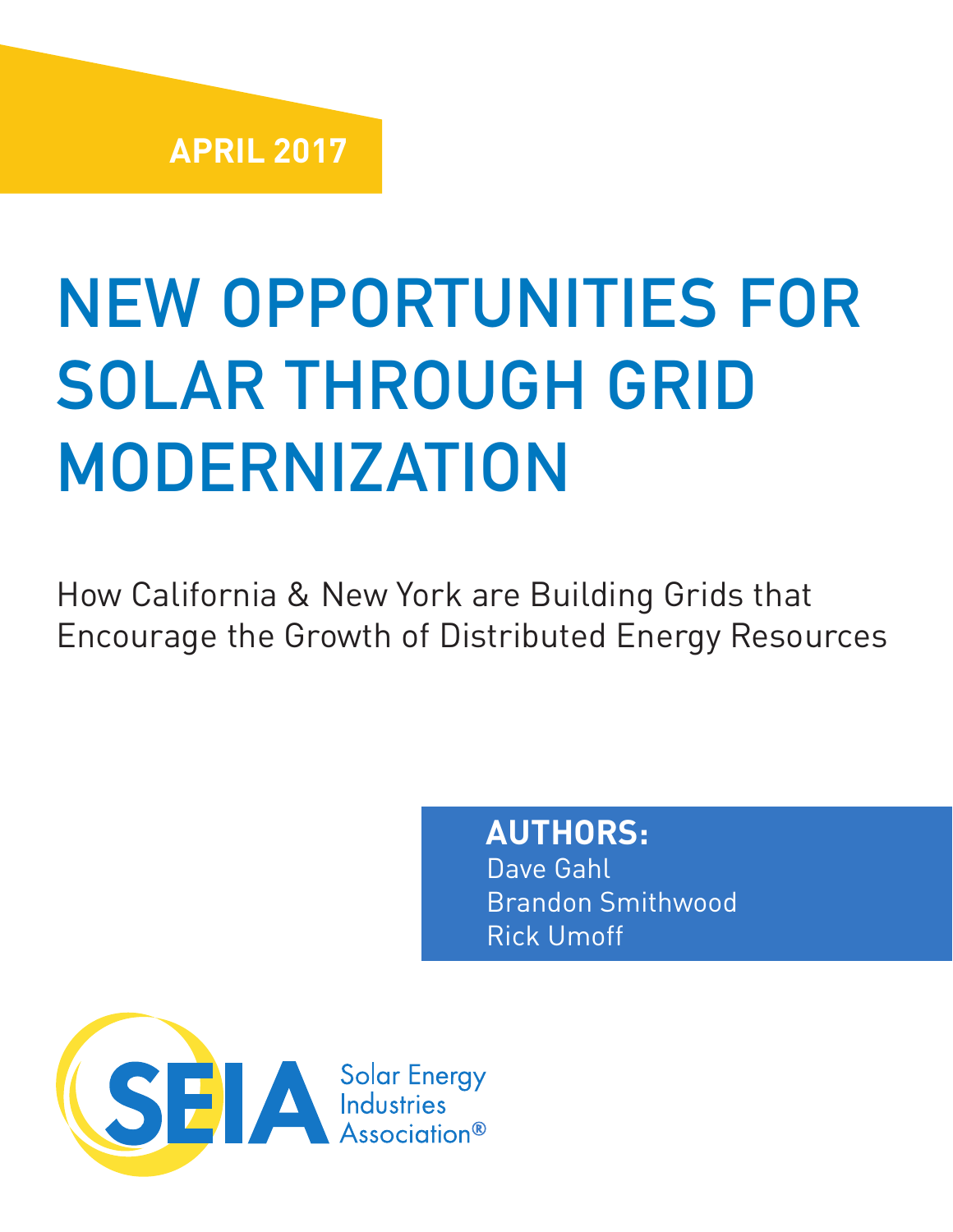**APRIL 2017**

# NEW OPPORTUNITIES FOR SOLAR THROUGH GRID MODERNIZATION

How California & New York are Building Grids that Encourage the Growth of Distributed Energy Resources

**AUTHORS:**
Dave Gahl
Brandon Smithwood
Rick Umoff

SEIA Solar Energy Industries Association®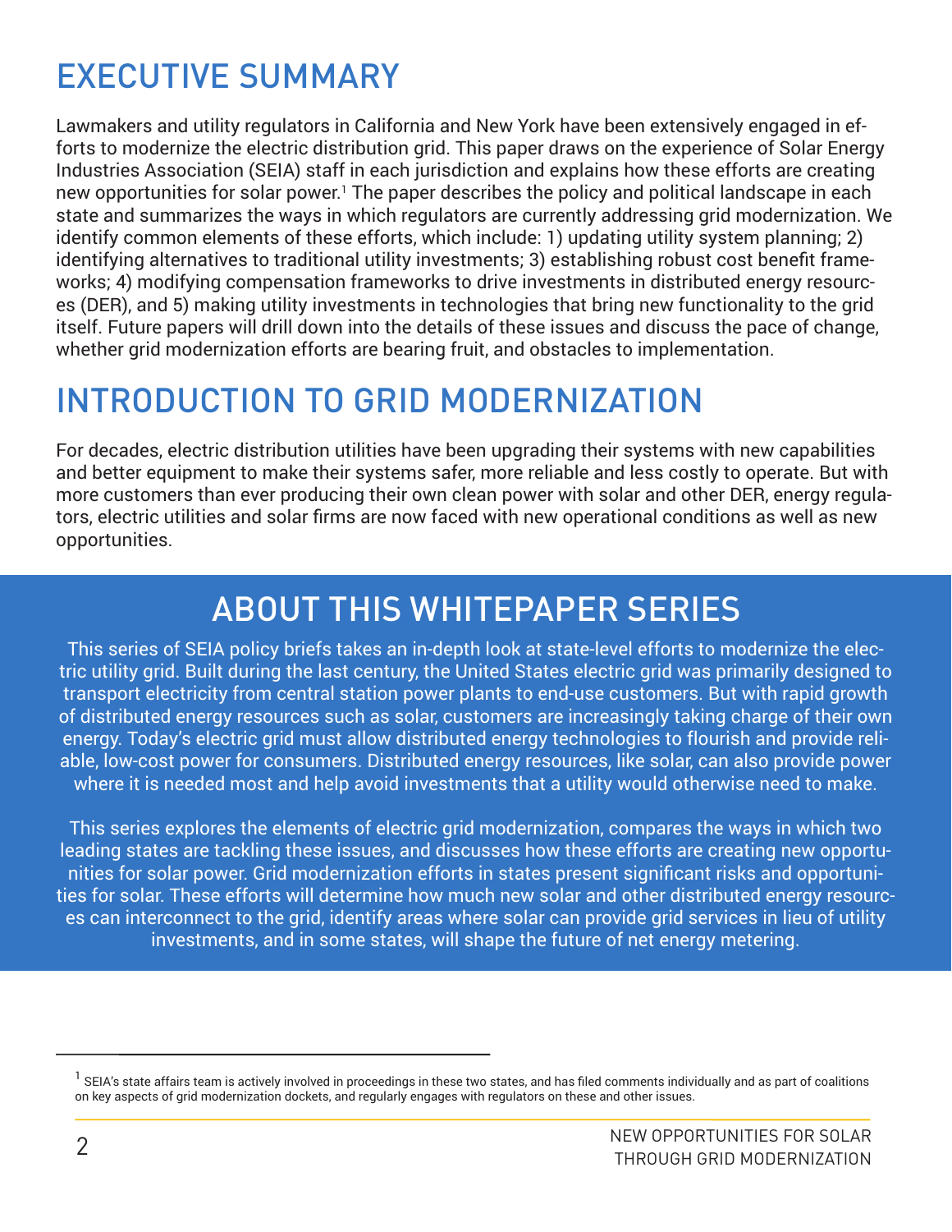# EXECUTIVE SUMMARY

Lawmakers and utility regulators in California and New York have been extensively engaged in efforts to modernize the electric distribution grid. This paper draws on the experience of Solar Energy Industries Association (SEIA) staff in each jurisdiction and explains how these efforts are creating new opportunities for solar power.[1] The paper describes the policy and political landscape in each state and summarizes the ways in which regulators are currently addressing grid modernization. We identify common elements of these efforts, which include: 1) updating utility system planning; 2) identifying alternatives to traditional utility investments; 3) establishing robust cost benefit frameworks; 4) modifying compensation frameworks to drive investments in distributed energy resources (DER), and 5) making utility investments in technologies that bring new functionality to the grid itself. Future papers will drill down into the details of these issues and discuss the pace of change, whether grid modernization efforts are bearing fruit, and obstacles to implementation.

# INTRODUCTION TO GRID MODERNIZATION

For decades, electric distribution utilities have been upgrading their systems with new capabilities and better equipment to make their systems safer, more reliable and less costly to operate. But with more customers than ever producing their own clean power with solar and other DER, energy regulators, electric utilities and solar firms are now faced with new operational conditions as well as new opportunities.

## ABOUT THIS WHITEPAPER SERIES

This series of SEIA policy briefs takes an in-depth look at state-level efforts to modernize the electric utility grid. Built during the last century, the United States electric grid was primarily designed to transport electricity from central station power plants to end-use customers. But with rapid growth of distributed energy resources such as solar, customers are increasingly taking charge of their own energy. Today's electric grid must allow distributed energy technologies to flourish and provide reliable, low-cost power for consumers. Distributed energy resources, like solar, can also provide power where it is needed most and help avoid investments that a utility would otherwise need to make.

This series explores the elements of electric grid modernization, compares the ways in which two leading states are tackling these issues, and discusses how these efforts are creating new opportunities for solar power. Grid modernization efforts in states present significant risks and opportunities for solar. These efforts will determine how much new solar and other distributed energy resources can interconnect to the grid, identify areas where solar can provide grid services in lieu of utility investments, and in some states, will shape the future of net energy metering.

---

[1] SEIA's state affairs team is actively involved in proceedings in these two states, and has filed comments individually and as part of coalitions on key aspects of grid modernization dockets, and regularly engages with regulators on these and other issues.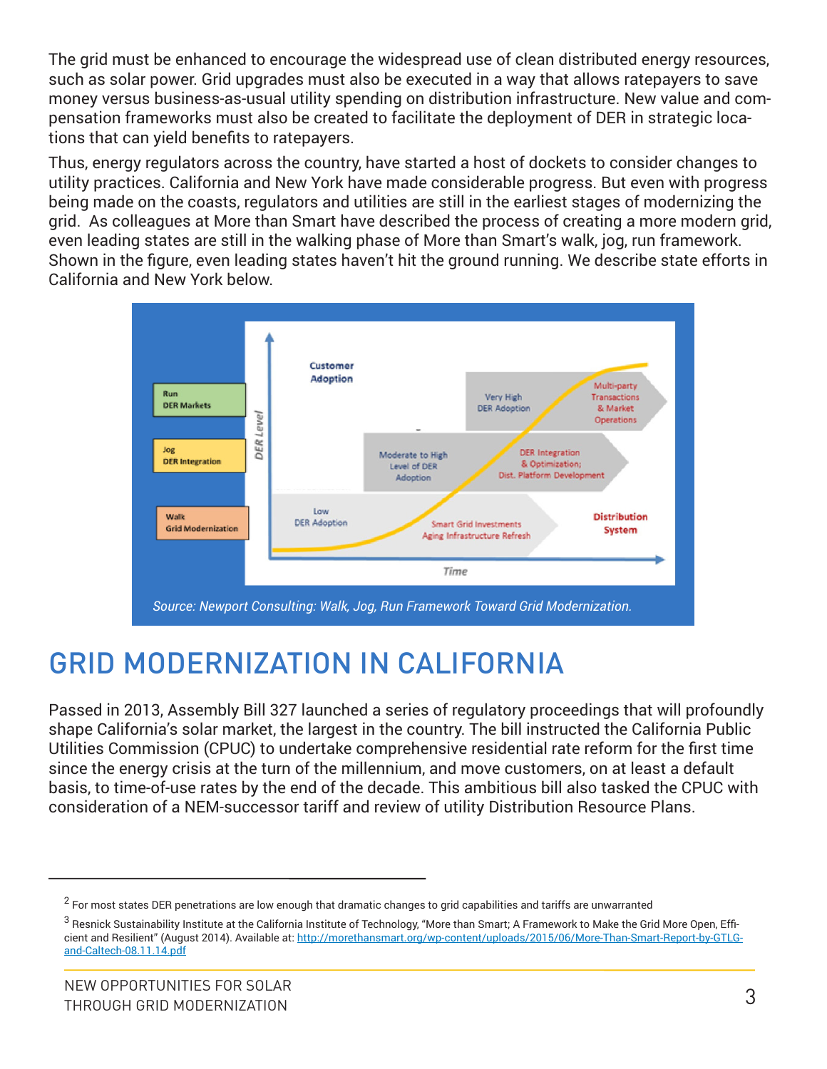The grid must be enhanced to encourage the widespread use of clean distributed energy resources, such as solar power. Grid upgrades must also be executed in a way that allows ratepayers to save money versus business-as-usual utility spending on distribution infrastructure. New value and compensation frameworks must also be created to facilitate the deployment of DER in strategic locations that can yield benefits to ratepayers.

Thus, energy regulators across the country, have started a host of dockets to consider changes to utility practices. California and New York have made considerable progress. But even with progress being made on the coasts, regulators and utilities are still in the earliest stages of modernizing the grid. As colleagues at More than Smart have described the process of creating a more modern grid, even leading states are still in the walking phase of More than Smart's walk, jog, run framework. Shown in the figure, even leading states haven't hit the ground running. We describe state efforts in California and New York below.

*Source: Newport Consulting: Walk, Jog, Run Framework Toward Grid Modernization.*

# GRID MODERNIZATION IN CALIFORNIA

Passed in 2013, Assembly Bill 327 launched a series of regulatory proceedings that will profoundly shape California's solar market, the largest in the country. The bill instructed the California Public Utilities Commission (CPUC) to undertake comprehensive residential rate reform for the first time since the energy crisis at the turn of the millennium, and move customers, on at least a default basis, to time-of-use rates by the end of the decade. This ambitious bill also tasked the CPUC with consideration of a NEM-successor tariff and review of utility Distribution Resource Plans.

---

[2] For most states DER penetrations are low enough that dramatic changes to grid capabilities and tariffs are unwarranted

[3] Resnick Sustainability Institute at the California Institute of Technology, "More than Smart; A Framework to Make the Grid More Open, Efficient and Resilient" (August 2014). Available at: http://morethansmart.org/wp-content/uploads/2015/06/More-Than-Smart-Report-by-GTLG-and-Caltech-08.11.14.pdf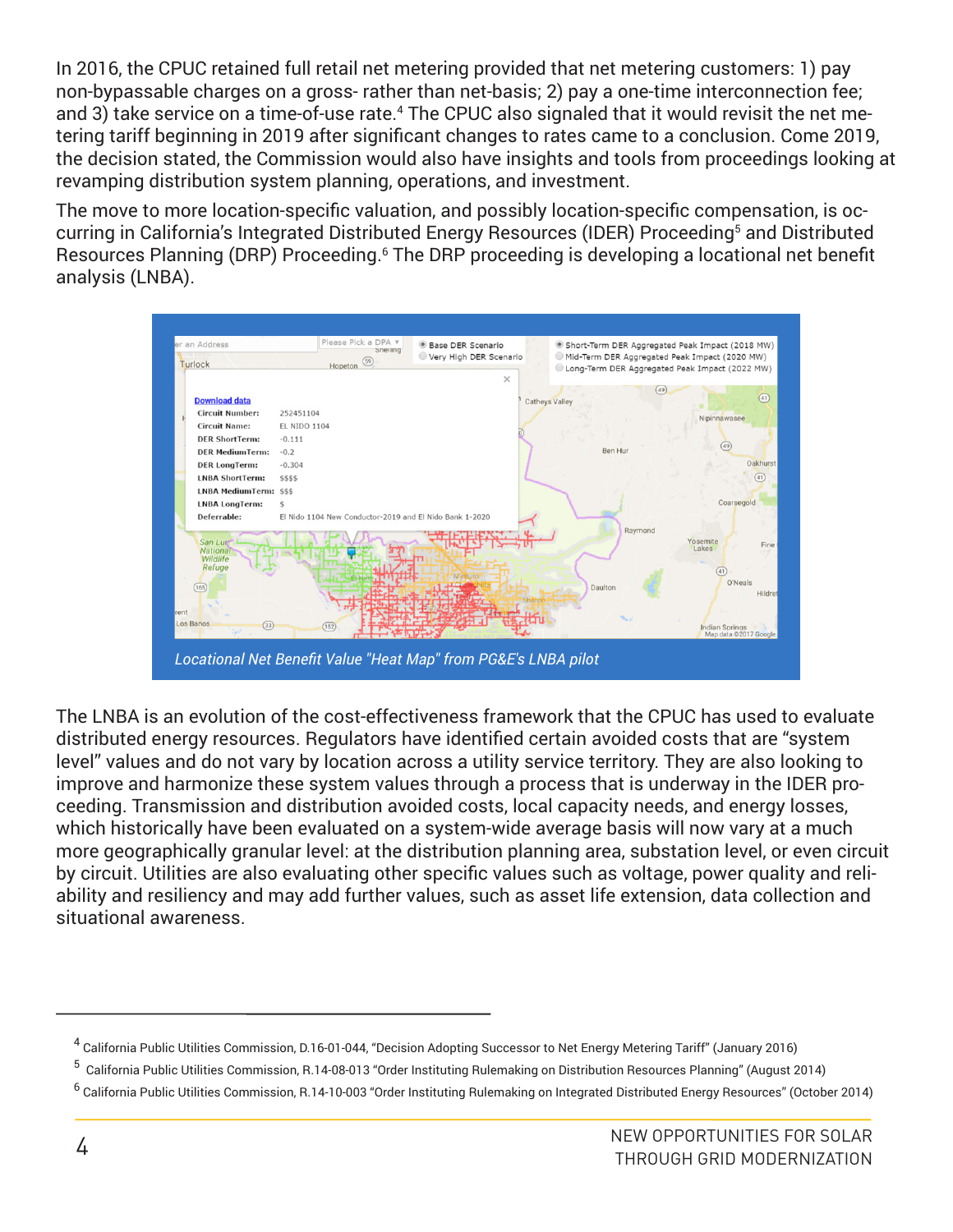In 2016, the CPUC retained full retail net metering provided that net metering customers: 1) pay non-bypassable charges on a gross- rather than net-basis; 2) pay a one-time interconnection fee; and 3) take service on a time-of-use rate.[4] The CPUC also signaled that it would revisit the net metering tariff beginning in 2019 after significant changes to rates came to a conclusion. Come 2019, the decision stated, the Commission would also have insights and tools from proceedings looking at revamping distribution system planning, operations, and investment.

The move to more location-specific valuation, and possibly location-specific compensation, is occurring in California's Integrated Distributed Energy Resources (IDER) Proceeding[5] and Distributed Resources Planning (DRP) Proceeding.[6] The DRP proceeding is developing a locational net benefit analysis (LNBA).

*Locational Net Benefit Value "Heat Map" from PG&E's LNBA pilot*

The LNBA is an evolution of the cost-effectiveness framework that the CPUC has used to evaluate distributed energy resources. Regulators have identified certain avoided costs that are "system level" values and do not vary by location across a utility service territory. They are also looking to improve and harmonize these system values through a process that is underway in the IDER proceeding. Transmission and distribution avoided costs, local capacity needs, and energy losses, which historically have been evaluated on a system-wide average basis will now vary at a much more geographically granular level: at the distribution planning area, substation level, or even circuit by circuit. Utilities are also evaluating other specific values such as voltage, power quality and reliability and resiliency and may add further values, such as asset life extension, data collection and situational awareness.

---

[4] California Public Utilities Commission, D.16-01-044, "Decision Adopting Successor to Net Energy Metering Tariff" (January 2016)

[5] California Public Utilities Commission, R.14-08-013 "Order Instituting Rulemaking on Distribution Resources Planning" (August 2014)

[6] California Public Utilities Commission, R.14-10-003 "Order Instituting Rulemaking on Integrated Distributed Energy Resources" (October 2014)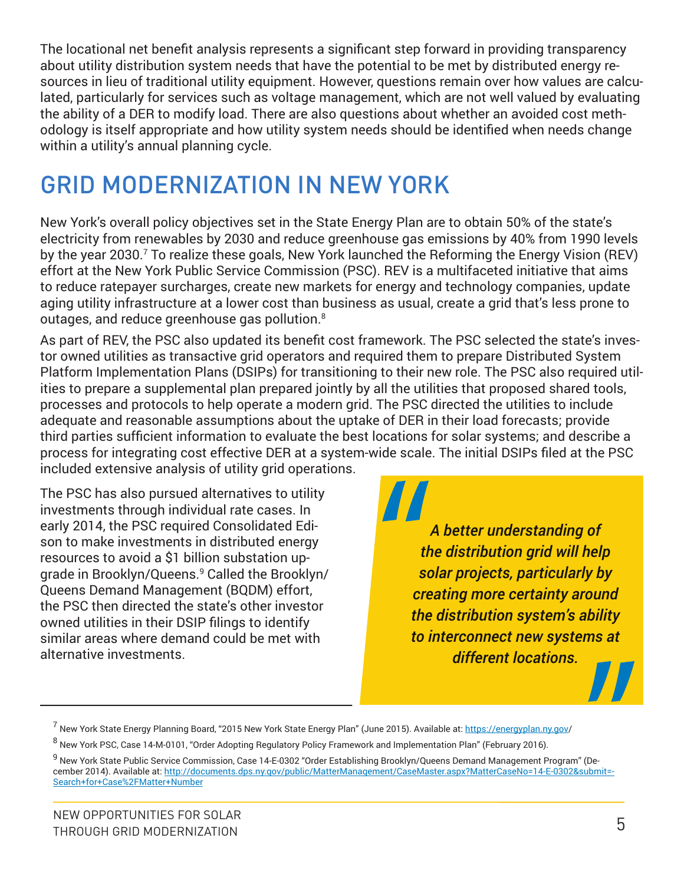The locational net benefit analysis represents a significant step forward in providing transparency about utility distribution system needs that have the potential to be met by distributed energy resources in lieu of traditional utility equipment. However, questions remain over how values are calculated, particularly for services such as voltage management, which are not well valued by evaluating the ability of a DER to modify load. There are also questions about whether an avoided cost methodology is itself appropriate and how utility system needs should be identified when needs change within a utility's annual planning cycle.

# GRID MODERNIZATION IN NEW YORK

New York's overall policy objectives set in the State Energy Plan are to obtain 50% of the state's electricity from renewables by 2030 and reduce greenhouse gas emissions by 40% from 1990 levels by the year 2030.[7] To realize these goals, New York launched the Reforming the Energy Vision (REV) effort at the New York Public Service Commission (PSC). REV is a multifaceted initiative that aims to reduce ratepayer surcharges, create new markets for energy and technology companies, update aging utility infrastructure at a lower cost than business as usual, create a grid that's less prone to outages, and reduce greenhouse gas pollution.[8]

As part of REV, the PSC also updated its benefit cost framework. The PSC selected the state's investor owned utilities as transactive grid operators and required them to prepare Distributed System Platform Implementation Plans (DSIPs) for transitioning to their new role. The PSC also required utilities to prepare a supplemental plan prepared jointly by all the utilities that proposed shared tools, processes and protocols to help operate a modern grid. The PSC directed the utilities to include adequate and reasonable assumptions about the uptake of DER in their load forecasts; provide third parties sufficient information to evaluate the best locations for solar systems; and describe a process for integrating cost effective DER at a system-wide scale. The initial DSIPs filed at the PSC included extensive analysis of utility grid operations.

The PSC has also pursued alternatives to utility investments through individual rate cases. In early 2014, the PSC required Consolidated Edison to make investments in distributed energy resources to avoid a $1 billion substation upgrade in Brooklyn/Queens.[9] Called the Brooklyn/Queens Demand Management (BQDM) effort, the PSC then directed the state's other investor owned utilities in their DSIP filings to identify similar areas where demand could be met with alternative investments.

> *"A better understanding of the distribution grid will help solar projects, particularly by creating more certainty around the distribution system's ability to interconnect new systems at different locations."*

---

[7] New York State Energy Planning Board, "2015 New York State Energy Plan" (June 2015). Available at: https://energyplan.ny.gov/

[8] New York PSC, Case 14-M-0101, "Order Adopting Regulatory Policy Framework and Implementation Plan" (February 2016).

[9] New York State Public Service Commission, Case 14-E-0302 "Order Establishing Brooklyn/Queens Demand Management Program" (December 2014). Available at: http://documents.dps.ny.gov/public/MatterManagement/CaseMaster.aspx?MatterCaseNo=14-E-0302&submit=-Search+for+Case%2FMatter+Number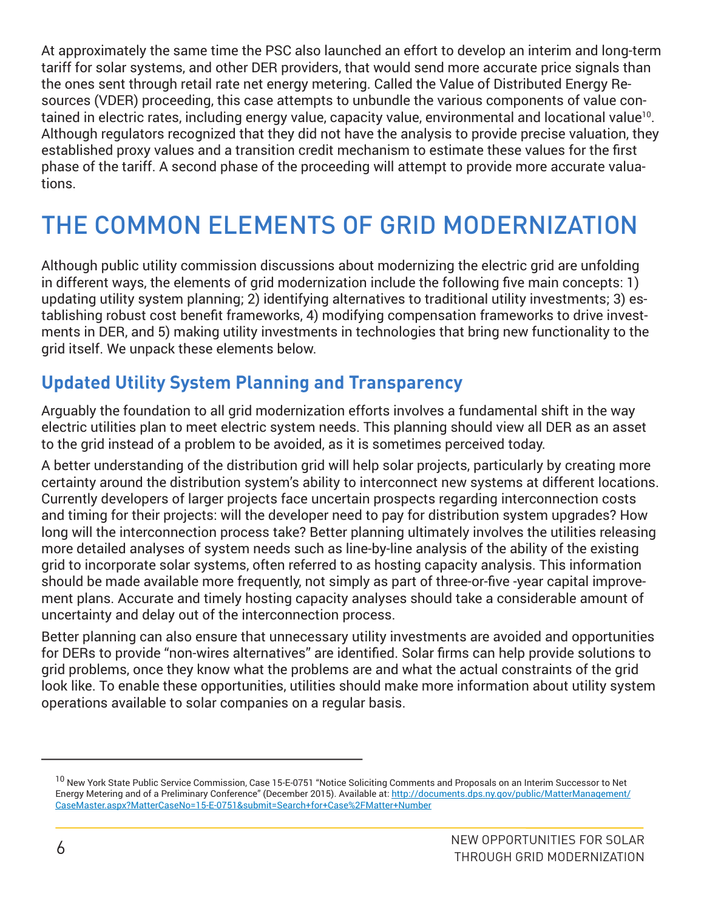At approximately the same time the PSC also launched an effort to develop an interim and long-term tariff for solar systems, and other DER providers, that would send more accurate price signals than the ones sent through retail rate net energy metering. Called the Value of Distributed Energy Resources (VDER) proceeding, this case attempts to unbundle the various components of value contained in electric rates, including energy value, capacity value, environmental and locational value[10]. Although regulators recognized that they did not have the analysis to provide precise valuation, they established proxy values and a transition credit mechanism to estimate these values for the first phase of the tariff. A second phase of the proceeding will attempt to provide more accurate valuations.

# THE COMMON ELEMENTS OF GRID MODERNIZATION

Although public utility commission discussions about modernizing the electric grid are unfolding in different ways, the elements of grid modernization include the following five main concepts: 1) updating utility system planning; 2) identifying alternatives to traditional utility investments; 3) establishing robust cost benefit frameworks, 4) modifying compensation frameworks to drive investments in DER, and 5) making utility investments in technologies that bring new functionality to the grid itself. We unpack these elements below.

## Updated Utility System Planning and Transparency

Arguably the foundation to all grid modernization efforts involves a fundamental shift in the way electric utilities plan to meet electric system needs. This planning should view all DER as an asset to the grid instead of a problem to be avoided, as it is sometimes perceived today.

A better understanding of the distribution grid will help solar projects, particularly by creating more certainty around the distribution system's ability to interconnect new systems at different locations. Currently developers of larger projects face uncertain prospects regarding interconnection costs and timing for their projects: will the developer need to pay for distribution system upgrades? How long will the interconnection process take? Better planning ultimately involves the utilities releasing more detailed analyses of system needs such as line-by-line analysis of the ability of the existing grid to incorporate solar systems, often referred to as hosting capacity analysis. This information should be made available more frequently, not simply as part of three-or-five -year capital improvement plans. Accurate and timely hosting capacity analyses should take a considerable amount of uncertainty and delay out of the interconnection process.

Better planning can also ensure that unnecessary utility investments are avoided and opportunities for DERs to provide "non-wires alternatives" are identified. Solar firms can help provide solutions to grid problems, once they know what the problems are and what the actual constraints of the grid look like. To enable these opportunities, utilities should make more information about utility system operations available to solar companies on a regular basis.

---

[10] New York State Public Service Commission, Case 15-E-0751 "Notice Soliciting Comments and Proposals on an Interim Successor to Net Energy Metering and of a Preliminary Conference" (December 2015). Available at: http://documents.dps.ny.gov/public/MatterManagement/CaseMaster.aspx?MatterCaseNo=15-E-0751&submit=Search+for+Case%2FMatter+Number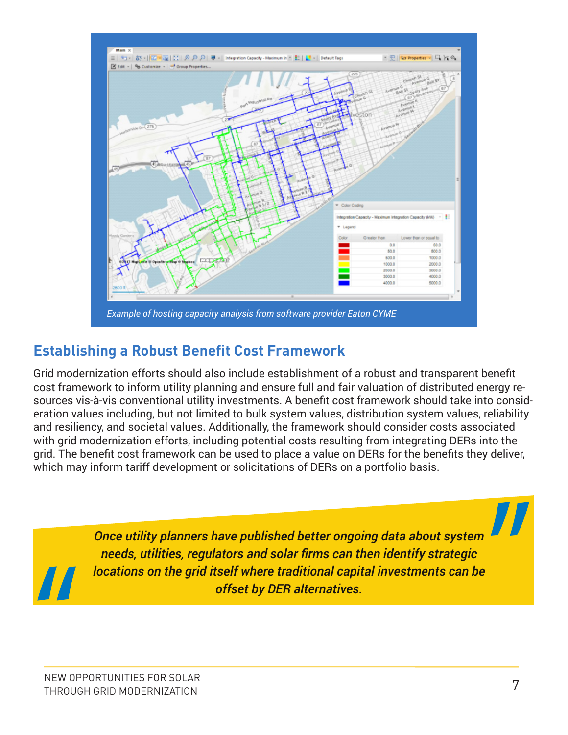Example of hosting capacity analysis from software provider Eaton CYME

## Establishing a Robust Benefit Cost Framework

Grid modernization efforts should also include establishment of a robust and transparent benefit cost framework to inform utility planning and ensure full and fair valuation of distributed energy resources vis-à-vis conventional utility investments. A benefit cost framework should take into consideration values including, but not limited to bulk system values, distribution system values, reliability and resiliency, and societal values. Additionally, the framework should consider costs associated with grid modernization efforts, including potential costs resulting from integrating DERs into the grid. The benefit cost framework can be used to place a value on DERs for the benefits they deliver, which may inform tariff development or solicitations of DERs on a portfolio basis.

> *Once utility planners have published better ongoing data about system needs, utilities, regulators and solar firms can then identify strategic locations on the grid itself where traditional capital investments can be offset by DER alternatives.*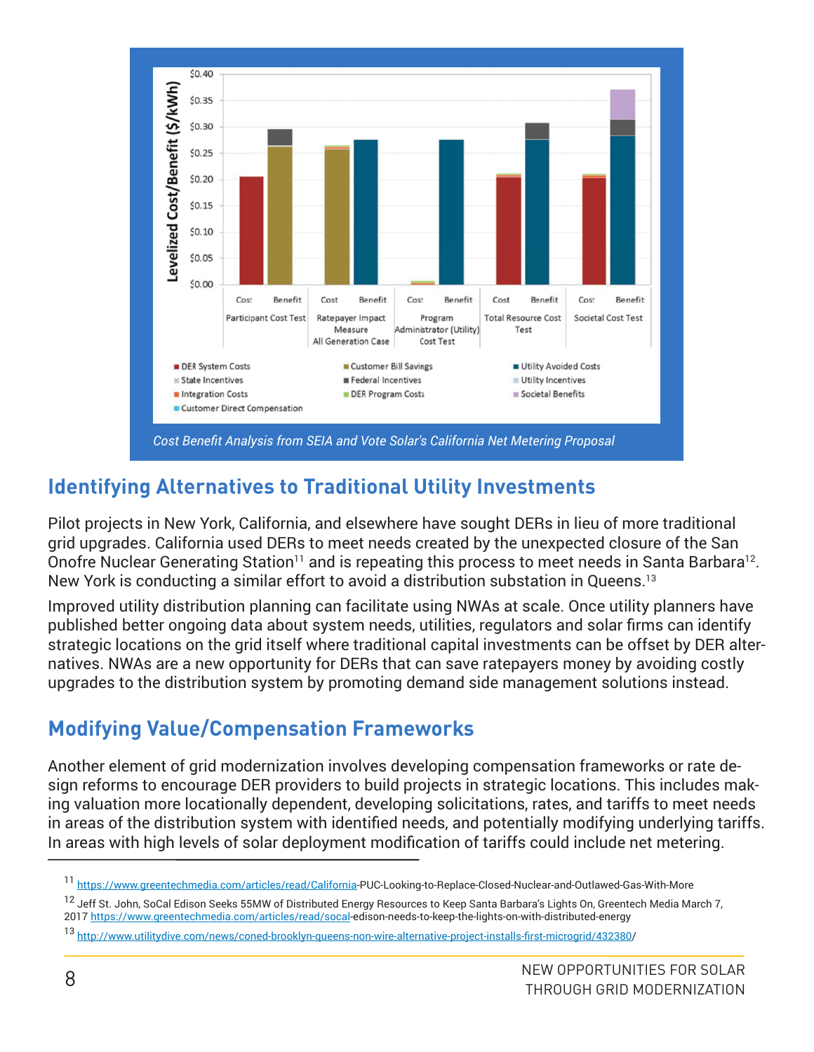Cost Benefit Analysis from SEIA and Vote Solar's California Net Metering Proposal

## Identifying Alternatives to Traditional Utility Investments

Pilot projects in New York, California, and elsewhere have sought DERs in lieu of more traditional grid upgrades. California used DERs to meet needs created by the unexpected closure of the San Onofre Nuclear Generating Station[11] and is repeating this process to meet needs in Santa Barbara[12]. New York is conducting a similar effort to avoid a distribution substation in Queens.[13]

Improved utility distribution planning can facilitate using NWAs at scale. Once utility planners have published better ongoing data about system needs, utilities, regulators and solar firms can identify strategic locations on the grid itself where traditional capital investments can be offset by DER alternatives. NWAs are a new opportunity for DERs that can save ratepayers money by avoiding costly upgrades to the distribution system by promoting demand side management solutions instead.

## Modifying Value/Compensation Frameworks

Another element of grid modernization involves developing compensation frameworks or rate design reforms to encourage DER providers to build projects in strategic locations. This includes making valuation more locationally dependent, developing solicitations, rates, and tariffs to meet needs in areas of the distribution system with identified needs, and potentially modifying underlying tariffs. In areas with high levels of solar deployment modification of tariffs could include net metering.

---

[11] https://www.greentechmedia.com/articles/read/California-PUC-Looking-to-Replace-Closed-Nuclear-and-Outlawed-Gas-With-More

[12] Jeff St. John, SoCal Edison Seeks 55MW of Distributed Energy Resources to Keep Santa Barbara's Lights On, Greentech Media March 7, 2017 https://www.greentechmedia.com/articles/read/socal-edison-needs-to-keep-the-lights-on-with-distributed-energy

[13] http://www.utilitydive.com/news/coned-brooklyn-queens-non-wire-alternative-project-installs-first-microgrid/432380/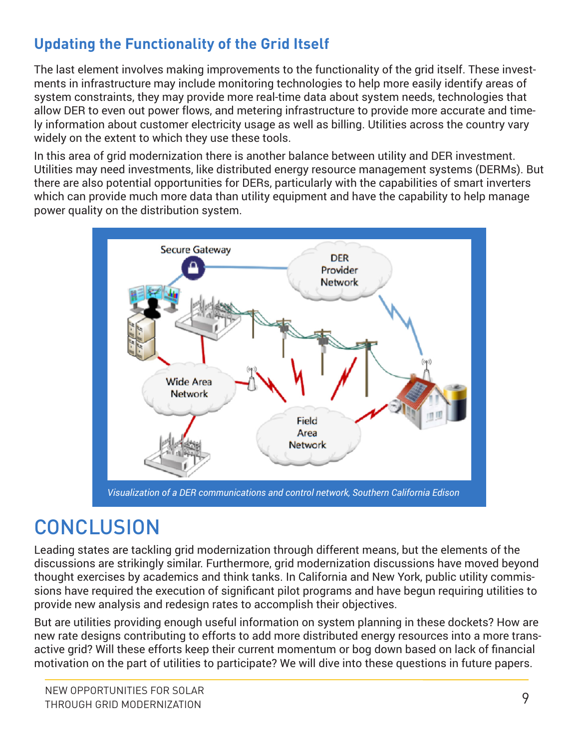## Updating the Functionality of the Grid Itself

The last element involves making improvements to the functionality of the grid itself. These investments in infrastructure may include monitoring technologies to help more easily identify areas of system constraints, they may provide more real-time data about system needs, technologies that allow DER to even out power flows, and metering infrastructure to provide more accurate and timely information about customer electricity usage as well as billing. Utilities across the country vary widely on the extent to which they use these tools.

In this area of grid modernization there is another balance between utility and DER investment. Utilities may need investments, like distributed energy resource management systems (DERMs). But there are also potential opportunities for DERs, particularly with the capabilities of smart inverters which can provide much more data than utility equipment and have the capability to help manage power quality on the distribution system.

*Visualization of a DER communications and control network, Southern California Edison*

# CONCLUSION

Leading states are tackling grid modernization through different means, but the elements of the discussions are strikingly similar. Furthermore, grid modernization discussions have moved beyond thought exercises by academics and think tanks. In California and New York, public utility commissions have required the execution of significant pilot programs and have begun requiring utilities to provide new analysis and redesign rates to accomplish their objectives.

But are utilities providing enough useful information on system planning in these dockets? How are new rate designs contributing to efforts to add more distributed energy resources into a more transactive grid? Will these efforts keep their current momentum or bog down based on lack of financial motivation on the part of utilities to participate? We will dive into these questions in future papers.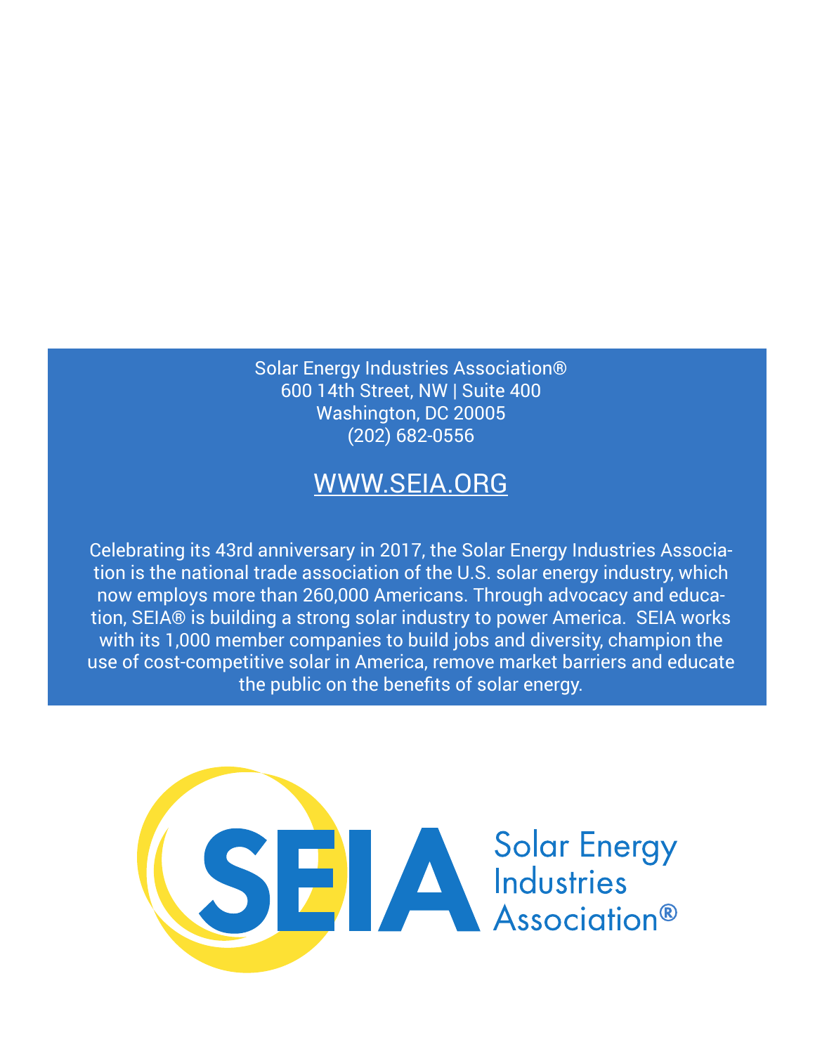Solar Energy Industries Association®
600 14th Street, NW | Suite 400
Washington, DC 20005
(202) 682-0556

WWW.SEIA.ORG

Celebrating its 43rd anniversary in 2017, the Solar Energy Industries Association is the national trade association of the U.S. solar energy industry, which now employs more than 260,000 Americans. Through advocacy and education, SEIA® is building a strong solar industry to power America. SEIA works with its 1,000 member companies to build jobs and diversity, champion the use of cost-competitive solar in America, remove market barriers and educate the public on the benefits of solar energy.

SEIA Solar Energy Industries Association®